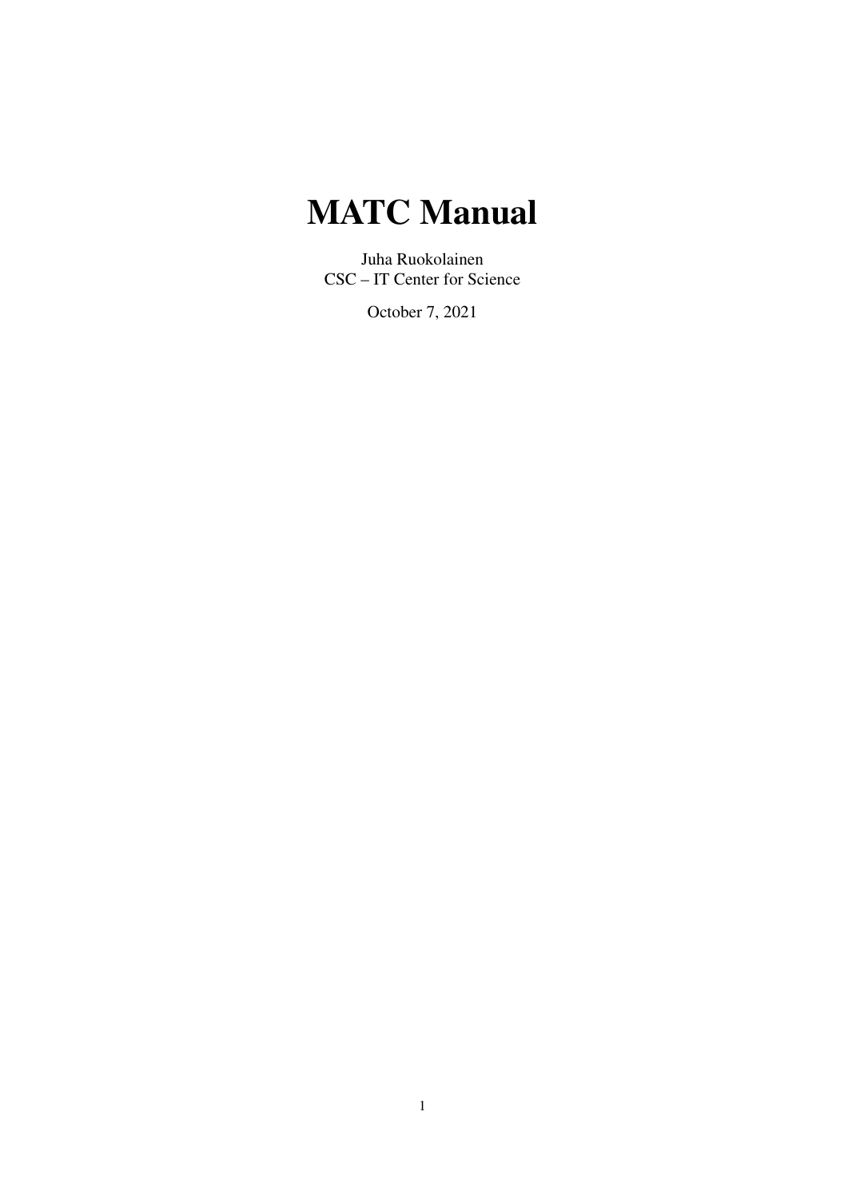# MATC Manual

Juha Ruokolainen
CSC – IT Center for Science

October 7, 2021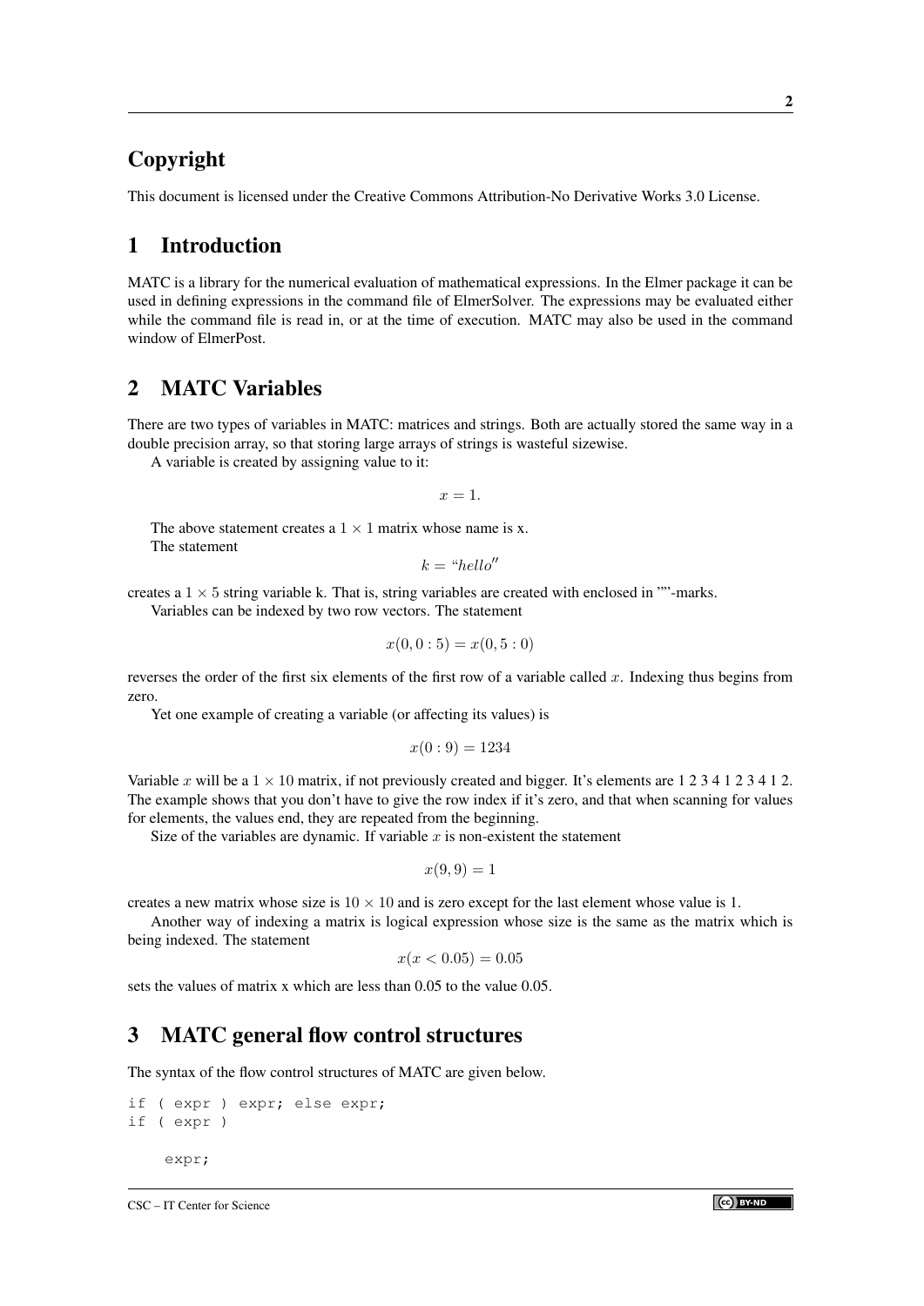## Copyright

This document is licensed under the Creative Commons Attribution-No Derivative Works 3.0 License.

## 1 Introduction

MATC is a library for the numerical evaluation of mathematical expressions. In the Elmer package it can be used in defining expressions in the command file of ElmerSolver. The expressions may be evaluated either while the command file is read in, or at the time of execution. MATC may also be used in the command window of ElmerPost.

## 2 MATC Variables

There are two types of variables in MATC: matrices and strings. Both are actually stored the same way in a double precision array, so that storing large arrays of strings is wasteful sizewise.

A variable is created by assigning value to it:

$$x = 1.$$

The above statement creates a $1 \times 1$ matrix whose name is x.

The statement

$$k = \text{“}hello''$$

creates a $1 \times 5$ string variable k. That is, string variables are created with enclosed in ""-marks.

Variables can be indexed by two row vectors. The statement

$$x(0, 0 : 5) = x(0, 5 : 0)$$

reverses the order of the first six elements of the first row of a variable called $x$. Indexing thus begins from zero.

Yet one example of creating a variable (or affecting its values) is

$$x(0 : 9) = 1234$$

Variable $x$ will be a $1 \times 10$ matrix, if not previously created and bigger. It's elements are 1 2 3 4 1 2 3 4 1 2. The example shows that you don't have to give the row index if it's zero, and that when scanning for values for elements, the values end, they are repeated from the beginning.

Size of the variables are dynamic. If variable $x$ is non-existent the statement

$$x(9, 9) = 1$$

creates a new matrix whose size is $10 \times 10$ and is zero except for the last element whose value is 1.

Another way of indexing a matrix is logical expression whose size is the same as the matrix which is being indexed. The statement

$$x(x < 0.05) = 0.05$$

sets the values of matrix x which are less than 0.05 to the value 0.05.

## 3 MATC general flow control structures

The syntax of the flow control structures of MATC are given below.

```
if ( expr ) expr; else expr;
if ( expr )

    expr;
```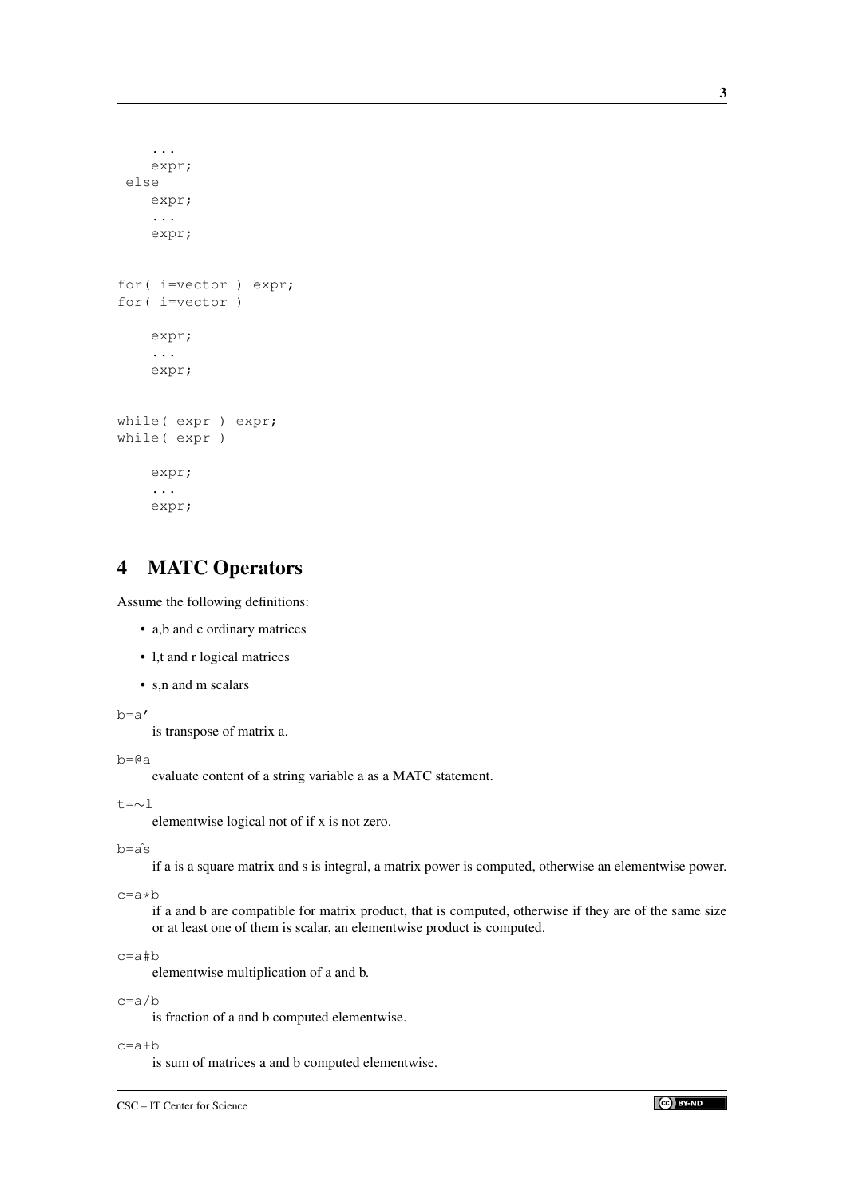```
    ...
    expr;
 else
    expr;
    ...
    expr;


for( i=vector ) expr;
for( i=vector )

    expr;
    ...
    expr;


while( expr ) expr;
while( expr )

    expr;
    ...
    expr;
```

## 4 MATC Operators

Assume the following definitions:

- a,b and c ordinary matrices
- l,t and r logical matrices
- s,n and m scalars

`b=a'`
: is transpose of matrix a.

`b=@a`
: evaluate content of a string variable a as a MATC statement.

`t=~l`
: elementwise logical not of if x is not zero.

`b=a^s`
: if a is a square matrix and s is integral, a matrix power is computed, otherwise an elementwise power.

`c=a*b`
: if a and b are compatible for matrix product, that is computed, otherwise if they are of the same size or at least one of them is scalar, an elementwise product is computed.

`c=a#b`
: elementwise multiplication of a and b.

`c=a/b`
: is fraction of a and b computed elementwise.

`c=a+b`
: is sum of matrices a and b computed elementwise.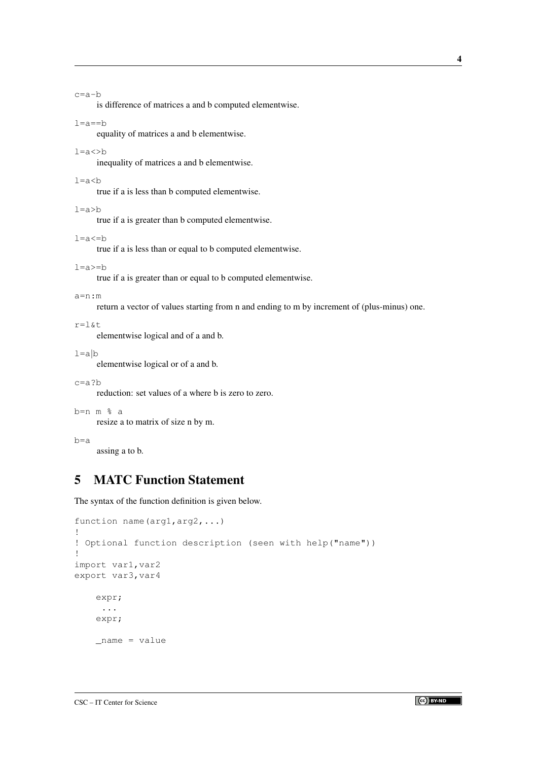`c=a-b`
: is difference of matrices a and b computed elementwise.

`l=a==b`
: equality of matrices a and b elementwise.

`l=a<>b`
: inequality of matrices a and b elementwise.

`l=a<b`
: true if a is less than b computed elementwise.

`l=a>b`
: true if a is greater than b computed elementwise.

`l=a<=b`
: true if a is less than or equal to b computed elementwise.

`l=a>=b`
: true if a is greater than or equal to b computed elementwise.

`a=n:m`
: return a vector of values starting from n and ending to m by increment of (plus-minus) one.

`r=l&t`
: elementwise logical and of a and b.

`l=a|b`
: elementwise logical or of a and b.

`c=a?b`
: reduction: set values of a where b is zero to zero.

`b=n m % a`
: resize a to matrix of size n by m.

`b=a`
: assing a to b.

## 5 MATC Function Statement

The syntax of the function definition is given below.

```
function name(arg1,arg2,...)
!
! Optional function description (seen with help("name"))
!
import var1,var2
export var3,var4

    expr;
     ...
    expr;

    _name = value
```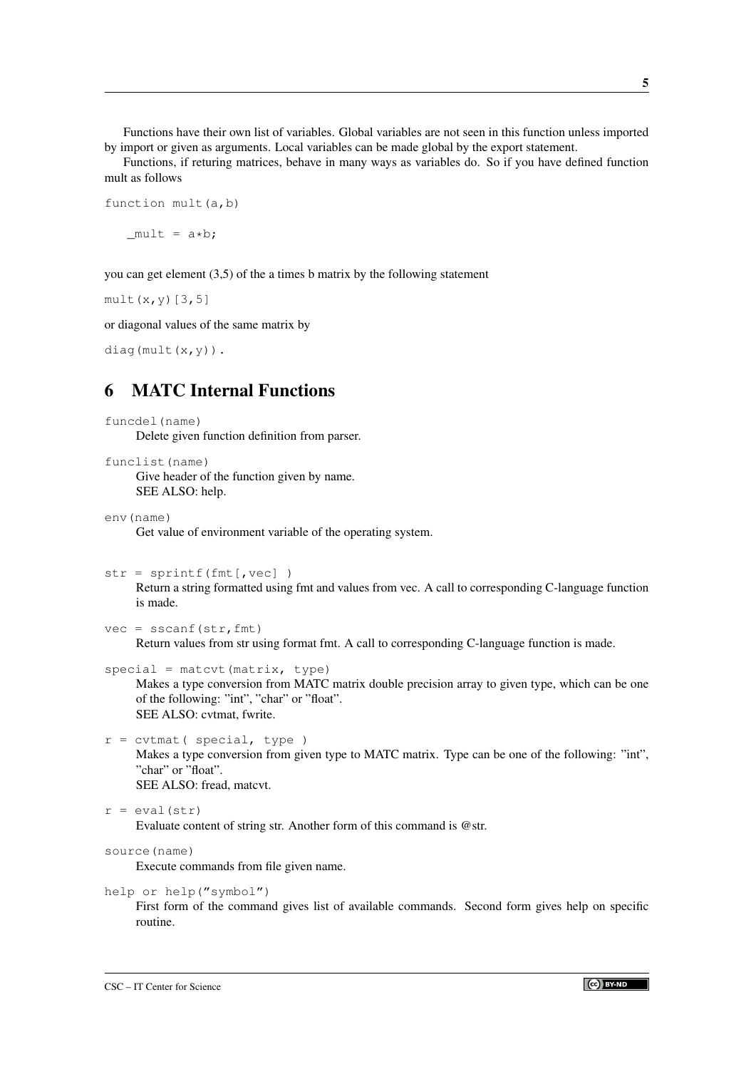Functions have their own list of variables. Global variables are not seen in this function unless imported by import or given as arguments. Local variables can be made global by the export statement.

Functions, if returing matrices, behave in many ways as variables do. So if you have defined function mult as follows

```
function mult(a,b)

   _mult = a*b;
```

you can get element (3,5) of the a times b matrix by the following statement

```
mult(x,y)[3,5]
```

or diagonal values of the same matrix by

```
diag(mult(x,y)).
```

## 6 MATC Internal Functions

`funcdel(name)`
: Delete given function definition from parser.

`funclist(name)`
: Give header of the function given by name.
SEE ALSO: help.

`env(name)`
: Get value of environment variable of the operating system.

`str = sprintf(fmt[,vec] )`
: Return a string formatted using fmt and values from vec. A call to corresponding C-language function is made.

`vec = sscanf(str,fmt)`
: Return values from str using format fmt. A call to corresponding C-language function is made.

`special = matcvt(matrix, type)`
: Makes a type conversion from MATC matrix double precision array to given type, which can be one of the following: "int", "char" or "float".
SEE ALSO: cvtmat, fwrite.

`r = cvtmat( special, type )`
: Makes a type conversion from given type to MATC matrix. Type can be one of the following: "int", "char" or "float".
SEE ALSO: fread, matcvt.

`r = eval(str)`
: Evaluate content of string str. Another form of this command is @str.

`source(name)`
: Execute commands from file given name.

`help or help("symbol")`
: First form of the command gives list of available commands. Second form gives help on specific routine.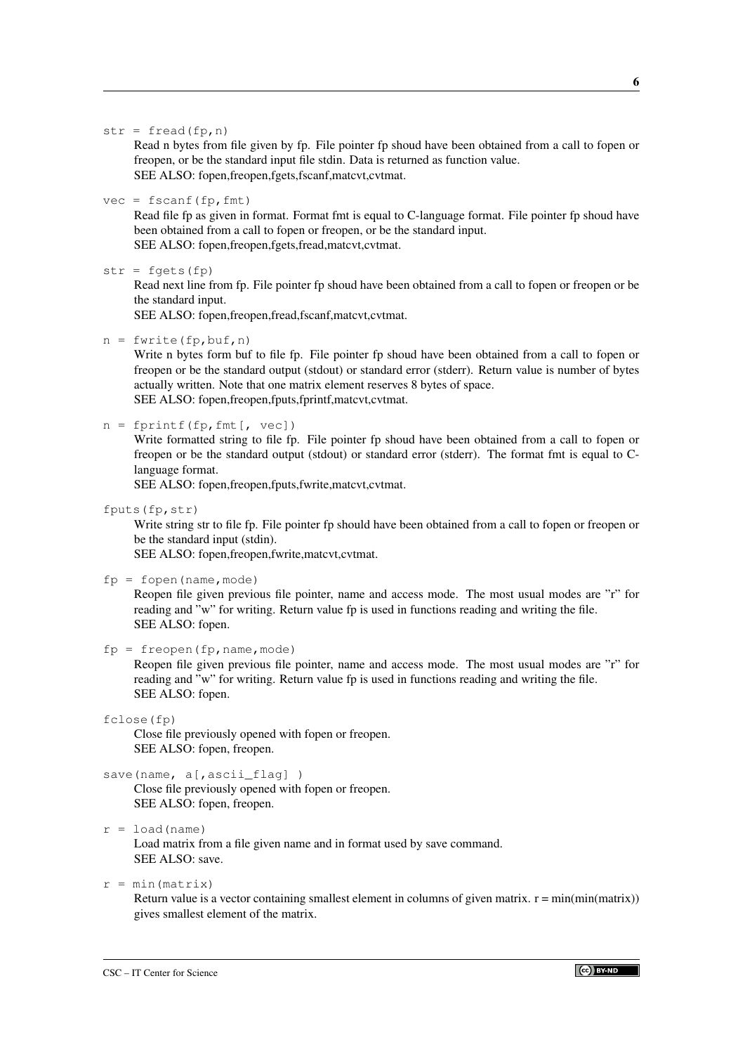`str = fread(fp,n)`

Read n bytes from file given by fp. File pointer fp shoud have been obtained from a call to fopen or freopen, or be the standard input file stdin. Data is returned as function value.
SEE ALSO: fopen,freopen,fgets,fscanf,matcvt,cvtmat.

`vec = fscanf(fp,fmt)`

Read file fp as given in format. Format fmt is equal to C-language format. File pointer fp shoud have been obtained from a call to fopen or freopen, or be the standard input.
SEE ALSO: fopen,freopen,fgets,fread,matcvt,cvtmat.

`str = fgets(fp)`

Read next line from fp. File pointer fp shoud have been obtained from a call to fopen or freopen or be the standard input.
SEE ALSO: fopen,freopen,fread,fscanf,matcvt,cvtmat.

`n = fwrite(fp,buf,n)`

Write n bytes form buf to file fp. File pointer fp shoud have been obtained from a call to fopen or freopen or be the standard output (stdout) or standard error (stderr). Return value is number of bytes actually written. Note that one matrix element reserves 8 bytes of space.
SEE ALSO: fopen,freopen,fputs,fprintf,matcvt,cvtmat.

`n = fprintf(fp,fmt[, vec])`

Write formatted string to file fp. File pointer fp shoud have been obtained from a call to fopen or freopen or be the standard output (stdout) or standard error (stderr). The format fmt is equal to C-language format.
SEE ALSO: fopen,freopen,fputs,fwrite,matcvt,cvtmat.

`fputs(fp,str)`

Write string str to file fp. File pointer fp should have been obtained from a call to fopen or freopen or be the standard input (stdin).
SEE ALSO: fopen,freopen,fwrite,matcvt,cvtmat.

`fp = fopen(name,mode)`

Reopen file given previous file pointer, name and access mode. The most usual modes are "r" for reading and "w" for writing. Return value fp is used in functions reading and writing the file.
SEE ALSO: fopen.

`fp = freopen(fp,name,mode)`

Reopen file given previous file pointer, name and access mode. The most usual modes are "r" for reading and "w" for writing. Return value fp is used in functions reading and writing the file.
SEE ALSO: fopen.

`fclose(fp)`

Close file previously opened with fopen or freopen.
SEE ALSO: fopen, freopen.

`save(name, a[,ascii_flag] )`

Close file previously opened with fopen or freopen.
SEE ALSO: fopen, freopen.

`r = load(name)`

Load matrix from a file given name and in format used by save command.
SEE ALSO: save.

`r = min(matrix)`

Return value is a vector containing smallest element in columns of given matrix. r = min(min(matrix)) gives smallest element of the matrix.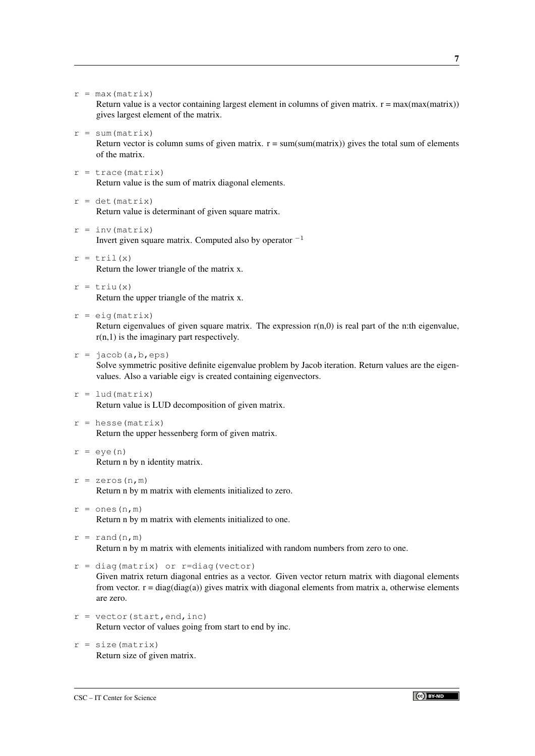`r = max(matrix)`
Return value is a vector containing largest element in columns of given matrix. r = max(max(matrix)) gives largest element of the matrix.

`r = sum(matrix)`
Return vector is column sums of given matrix. r = sum(sum(matrix)) gives the total sum of elements of the matrix.

`r = trace(matrix)`
Return value is the sum of matrix diagonal elements.

`r = det(matrix)`
Return value is determinant of given square matrix.

`r = inv(matrix)`
Invert given square matrix. Computed also by operator $^{-1}$

`r = tril(x)`
Return the lower triangle of the matrix x.

`r = triu(x)`
Return the upper triangle of the matrix x.

`r = eig(matrix)`
Return eigenvalues of given square matrix. The expression r(n,0) is real part of the n:th eigenvalue, r(n,1) is the imaginary part respectively.

`r = jacob(a,b,eps)`
Solve symmetric positive definite eigenvalue problem by Jacob iteration. Return values are the eigenvalues. Also a variable eigv is created containing eigenvectors.

`r = lud(matrix)`
Return value is LUD decomposition of given matrix.

`r = hesse(matrix)`
Return the upper hessenberg form of given matrix.

`r = eye(n)`
Return n by n identity matrix.

`r = zeros(n,m)`
Return n by m matrix with elements initialized to zero.

`r = ones(n,m)`
Return n by m matrix with elements initialized to one.

`r = rand(n,m)`
Return n by m matrix with elements initialized with random numbers from zero to one.

`r = diag(matrix) or r=diag(vector)`
Given matrix return diagonal entries as a vector. Given vector return matrix with diagonal elements from vector. r = diag(diag(a)) gives matrix with diagonal elements from matrix a, otherwise elements are zero.

`r = vector(start,end,inc)`
Return vector of values going from start to end by inc.

`r = size(matrix)`
Return size of given matrix.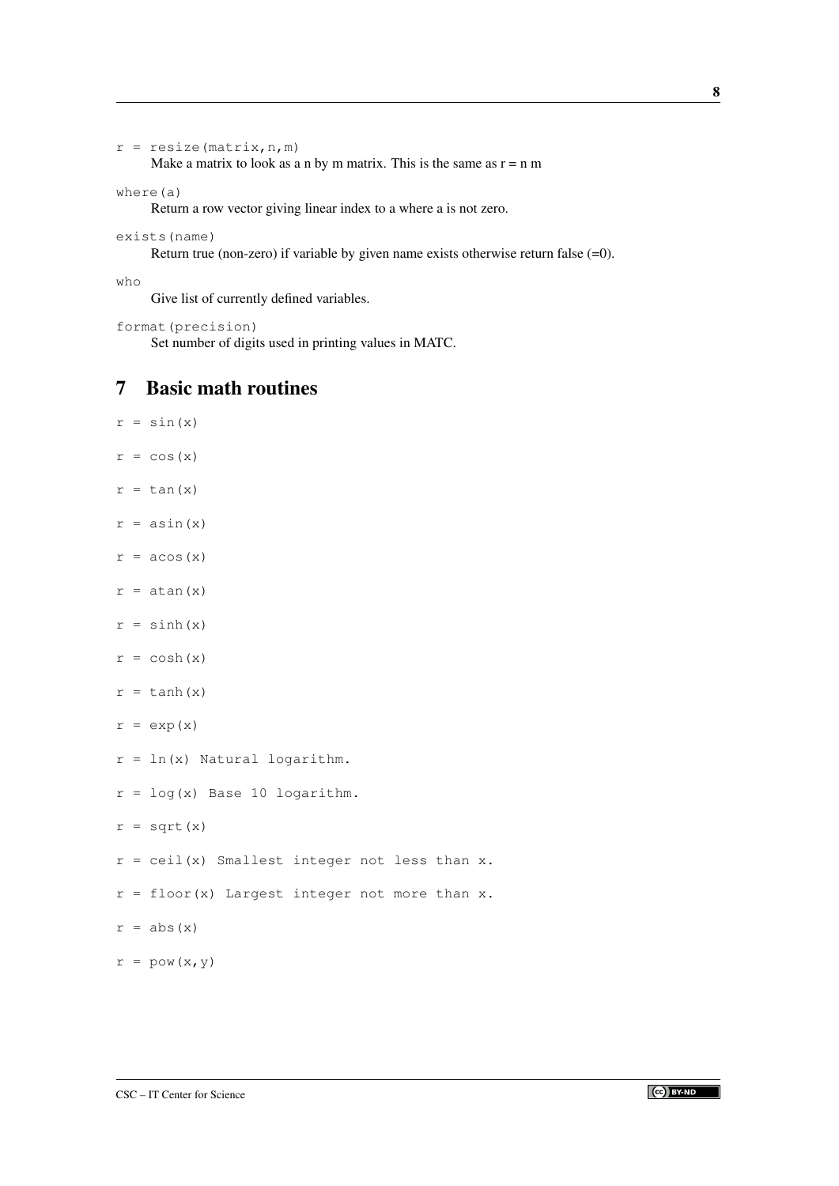`r = resize(matrix,n,m)`
: Make a matrix to look as a n by m matrix. This is the same as r = n m

`where(a)`
: Return a row vector giving linear index to a where a is not zero.

`exists(name)`
: Return true (non-zero) if variable by given name exists otherwise return false (=0).

`who`
: Give list of currently defined variables.

`format(precision)`
: Set number of digits used in printing values in MATC.

# 7 Basic math routines

```
r = sin(x)

r = cos(x)

r = tan(x)

r = asin(x)

r = acos(x)

r = atan(x)

r = sinh(x)

r = cosh(x)

r = tanh(x)

r = exp(x)

r = ln(x) Natural logarithm.

r = log(x) Base 10 logarithm.

r = sqrt(x)

r = ceil(x) Smallest integer not less than x.

r = floor(x) Largest integer not more than x.

r = abs(x)

r = pow(x,y)
```